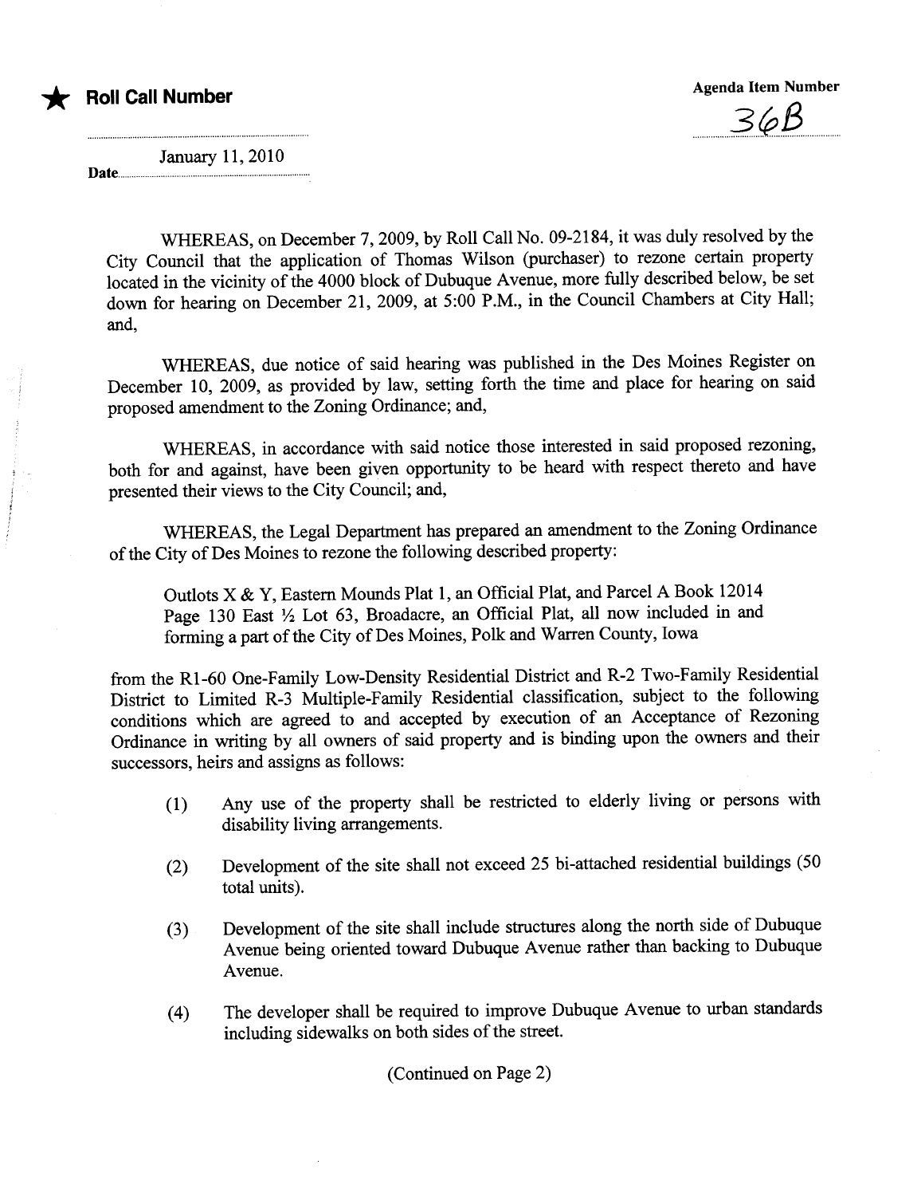★ **Roll Call Number**

**Agenda Item Number**

36B

Date January 11, 2010

WHEREAS, on December 7, 2009, by Roll Call No. 09-2184, it was duly resolved by the City Council that the application of Thomas Wilson (purchaser) to rezone certain property located in the vicinity of the 4000 block of Dubuque Avenue, more fully described below, be set down for hearing on December 21, 2009, at 5:00 P.M., in the Council Chambers at City Hall; and,

WHEREAS, due notice of said hearing was published in the Des Moines Register on December 10, 2009, as provided by law, setting forth the time and place for hearing on said proposed amendment to the Zoning Ordinance; and,

WHEREAS, in accordance with said notice those interested in said proposed rezoning, both for and against, have been given opportunity to be heard with respect thereto and have presented their views to the City Council; and,

WHEREAS, the Legal Department has prepared an amendment to the Zoning Ordinance of the City of Des Moines to rezone the following described property:

> Outlots X & Y, Eastern Mounds Plat 1, an Official Plat, and Parcel A Book 12014 Page 130 East ½ Lot 63, Broadacre, an Official Plat, all now included in and forming a part of the City of Des Moines, Polk and Warren County, Iowa

from the R1-60 One-Family Low-Density Residential District and R-2 Two-Family Residential District to Limited R-3 Multiple-Family Residential classification, subject to the following conditions which are agreed to and accepted by execution of an Acceptance of Rezoning Ordinance in writing by all owners of said property and is binding upon the owners and their successors, heirs and assigns as follows:

(1) Any use of the property shall be restricted to elderly living or persons with disability living arrangements.

(2) Development of the site shall not exceed 25 bi-attached residential buildings (50 total units).

(3) Development of the site shall include structures along the north side of Dubuque Avenue being oriented toward Dubuque Avenue rather than backing to Dubuque Avenue.

(4) The developer shall be required to improve Dubuque Avenue to urban standards including sidewalks on both sides of the street.

(Continued on Page 2)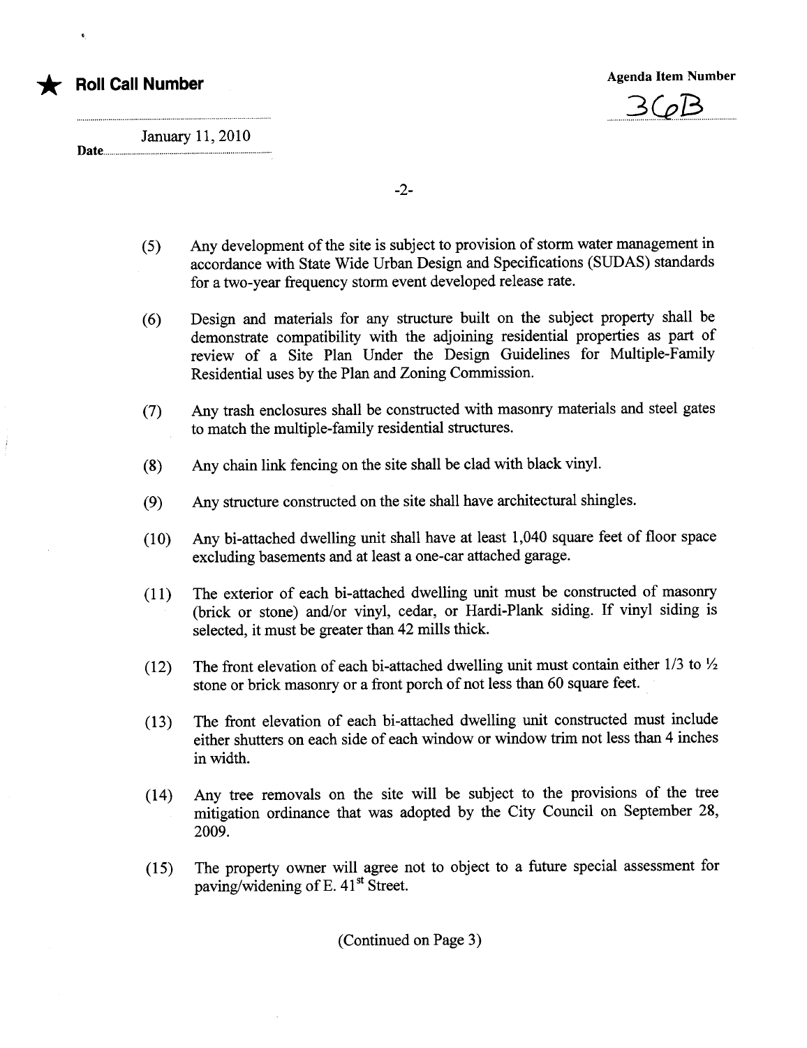★ **Roll Call Number**

**Agenda Item Number**

36B

Date January 11, 2010

(5) Any development of the site is subject to provision of storm water management in accordance with State Wide Urban Design and Specifications (SUDAS) standards for a two-year frequency storm event developed release rate.

(6) Design and materials for any structure built on the subject property shall be demonstrate compatibility with the adjoining residential properties as part of review of a Site Plan Under the Design Guidelines for Multiple-Family Residential uses by the Plan and Zoning Commission.

(7) Any trash enclosures shall be constructed with masonry materials and steel gates to match the multiple-family residential structures.

(8) Any chain link fencing on the site shall be clad with black vinyl.

(9) Any structure constructed on the site shall have architectural shingles.

(10) Any bi-attached dwelling unit shall have at least 1,040 square feet of floor space excluding basements and at least a one-car attached garage.

(11) The exterior of each bi-attached dwelling unit must be constructed of masonry (brick or stone) and/or vinyl, cedar, or Hardi-Plank siding. If vinyl siding is selected, it must be greater than 42 mills thick.

(12) The front elevation of each bi-attached dwelling unit must contain either 1/3 to ½ stone or brick masonry or a front porch of not less than 60 square feet.

(13) The front elevation of each bi-attached dwelling unit constructed must include either shutters on each side of each window or window trim not less than 4 inches in width.

(14) Any tree removals on the site will be subject to the provisions of the tree mitigation ordinance that was adopted by the City Council on September 28, 2009.

(15) The property owner will agree not to object to a future special assessment for paving/widening of E. 41st Street.

(Continued on Page 3)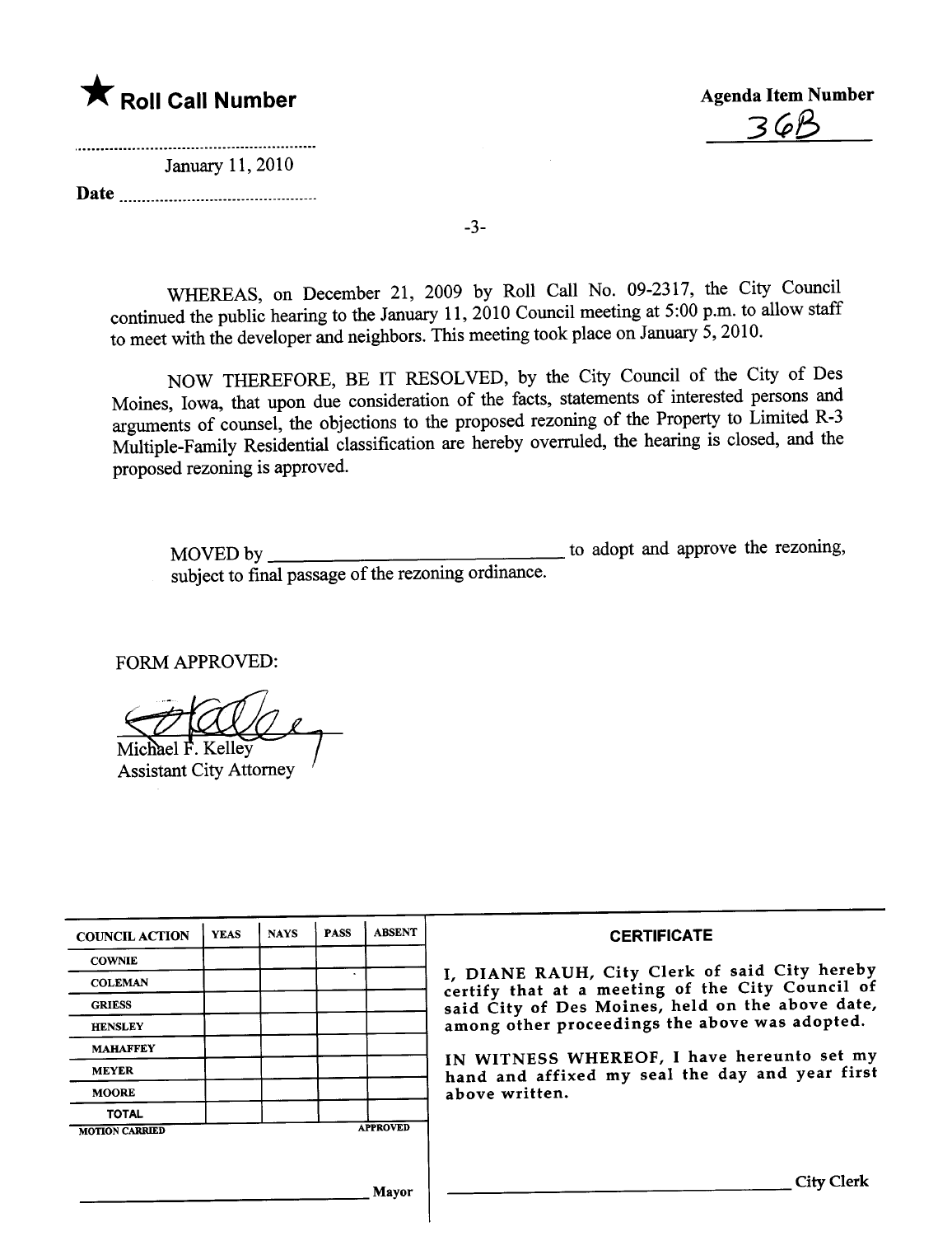★ **Roll Call Number**

**Agenda Item Number**
36B

January 11, 2010

**Date** ..........................................

WHEREAS, on December 21, 2009 by Roll Call No. 09-2317, the City Council continued the public hearing to the January 11, 2010 Council meeting at 5:00 p.m. to allow staff to meet with the developer and neighbors. This meeting took place on January 5, 2010.

NOW THEREFORE, BE IT RESOLVED, by the City Council of the City of Des Moines, Iowa, that upon due consideration of the facts, statements of interested persons and arguments of counsel, the objections to the proposed rezoning of the Property to Limited R-3 Multiple-Family Residential classification are hereby overruled, the hearing is closed, and the proposed rezoning is approved.

MOVED by ______________________________ to adopt and approve the rezoning, subject to final passage of the rezoning ordinance.

FORM APPROVED:

Michael F. Kelley
Assistant City Attorney

| COUNCIL ACTION | YEAS | NAYS | PASS | ABSENT |
|---|---|---|---|---|
| COWNIE | | | | |
| COLEMAN | | | | |
| GRIESS | | | | |
| HENSLEY | | | | |
| MAHAFFEY | | | | |
| MEYER | | | | |
| MOORE | | | | |
| TOTAL | | | | |

MOTION CARRIED APPROVED

______________________________ Mayor

**CERTIFICATE**

I, DIANE RAUH, City Clerk of said City hereby certify that at a meeting of the City Council of said City of Des Moines, held on the above date, among other proceedings the above was adopted.

IN WITNESS WHEREOF, I have hereunto set my hand and affixed my seal the day and year first above written.

______________________________ City Clerk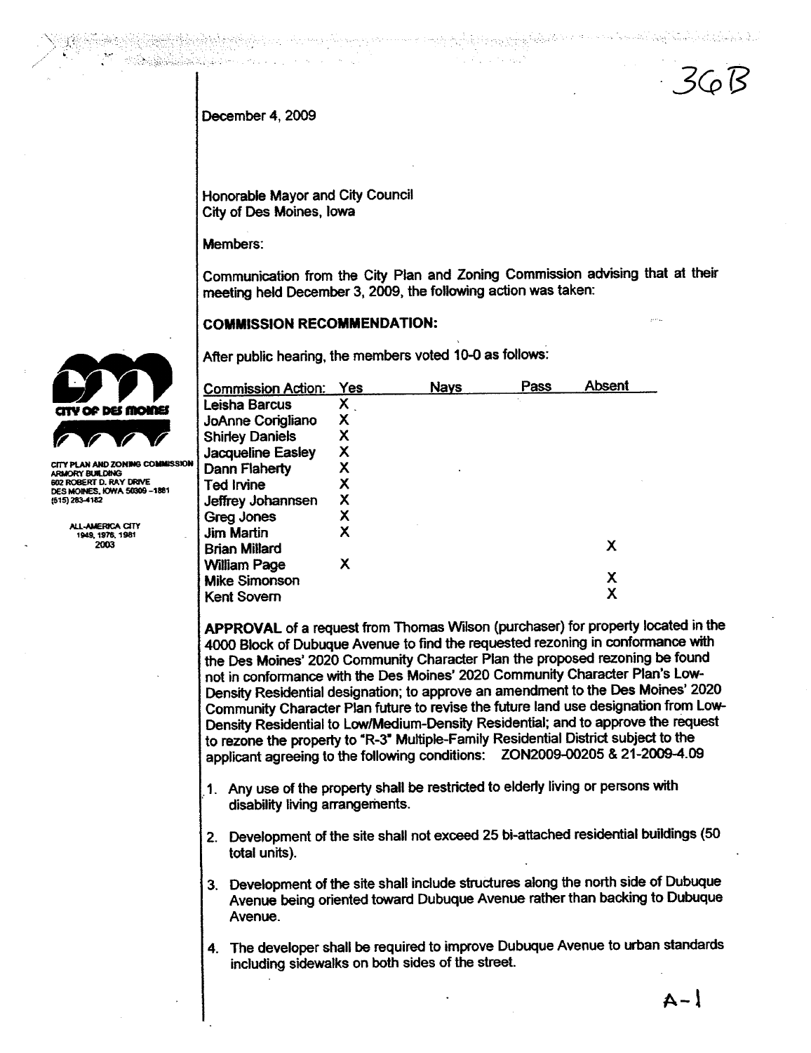36B

December 4, 2009

Honorable Mayor and City Council
City of Des Moines, Iowa

Members:

Communication from the City Plan and Zoning Commission advising that at their meeting held December 3, 2009, the following action was taken:

**COMMISSION RECOMMENDATION:**

After public hearing, the members voted 10-0 as follows:

| Commission Action: | Yes | Nays | Pass | Absent |
|---|---|---|---|---|
| Leisha Barcus | X | | | |
| JoAnne Corigliano | X | | | |
| Shirley Daniels | X | | | |
| Jacqueline Easley | X | | | |
| Dann Flaherty | X | | | |
| Ted Irvine | X | | | |
| Jeffrey Johannsen | X | | | |
| Greg Jones | X | | | |
| Jim Martin | X | | | |
| Brian Millard | | | | X |
| William Page | X | | | |
| Mike Simonson | | | | X |
| Kent Sovern | | | | X |

CITY PLAN AND ZONING COMMISSION
ARMORY BUILDING
602 ROBERT D. RAY DRIVE
DES MOINES, IOWA 50309-1881
(515) 283-4182

ALL-AMERICA CITY
1949, 1976, 1981
2003

**APPROVAL** of a request from Thomas Wilson (purchaser) for property located in the 4000 Block of Dubuque Avenue to find the requested rezoning in conformance with the Des Moines' 2020 Community Character Plan the proposed rezoning be found not in conformance with the Des Moines' 2020 Community Character Plan's Low-Density Residential designation; to approve an amendment to the Des Moines' 2020 Community Character Plan future to revise the future land use designation from Low-Density Residential to Low/Medium-Density Residential; and to approve the request to rezone the property to "R-3" Multiple-Family Residential District subject to the applicant agreeing to the following conditions: ZON2009-00205 & 21-2009-4.09

1. Any use of the property shall be restricted to elderly living or persons with disability living arrangements.
2. Development of the site shall not exceed 25 bi-attached residential buildings (50 total units).
3. Development of the site shall include structures along the north side of Dubuque Avenue being oriented toward Dubuque Avenue rather than backing to Dubuque Avenue.
4. The developer shall be required to improve Dubuque Avenue to urban standards including sidewalks on both sides of the street.

A-1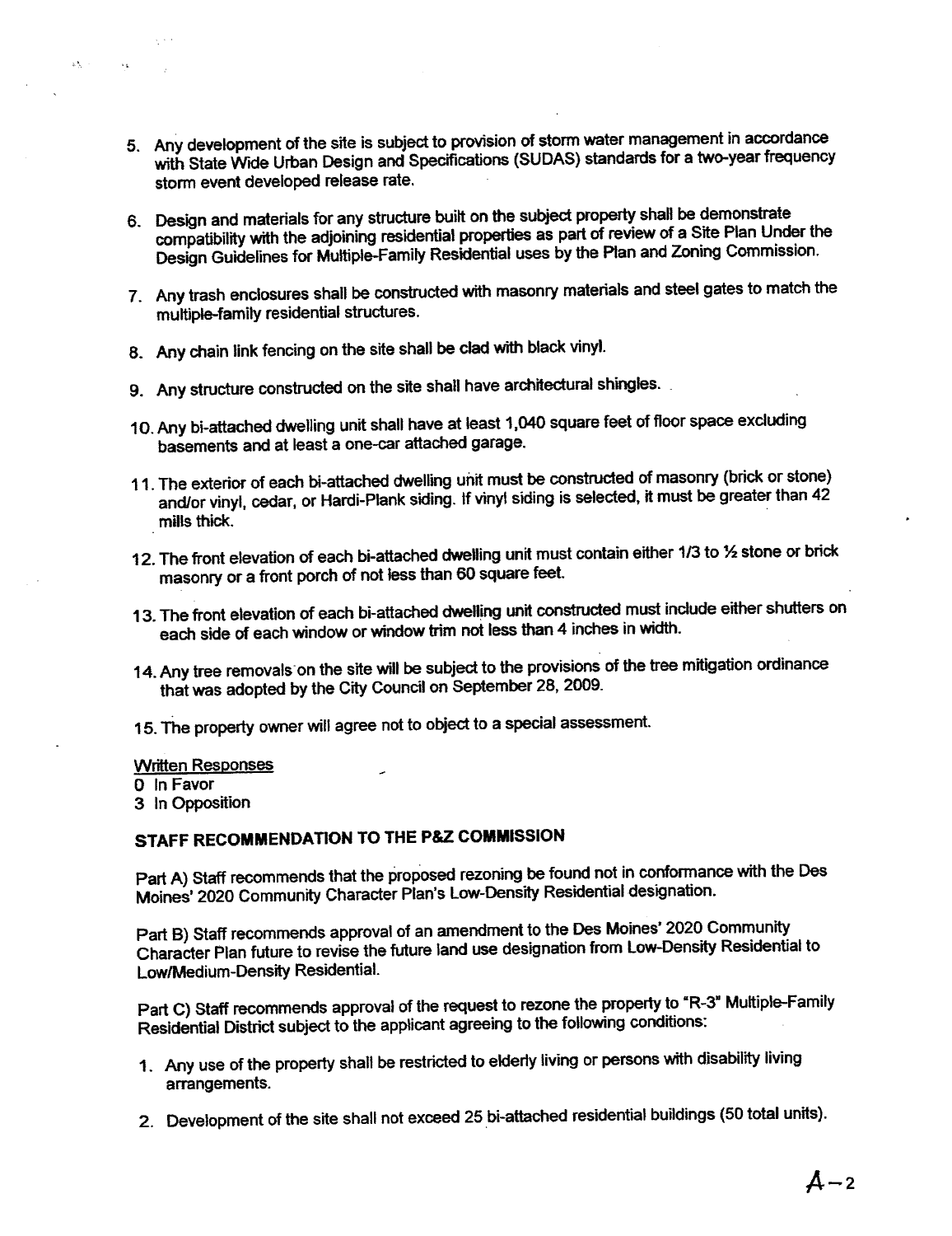5. Any development of the site is subject to provision of storm water management in accordance with State Wide Urban Design and Specifications (SUDAS) standards for a two-year frequency storm event developed release rate.

6. Design and materials for any structure built on the subject property shall be demonstrate compatibility with the adjoining residential properties as part of review of a Site Plan Under the Design Guidelines for Multiple-Family Residential uses by the Plan and Zoning Commission.

7. Any trash enclosures shall be constructed with masonry materials and steel gates to match the multiple-family residential structures.

8. Any chain link fencing on the site shall be clad with black vinyl.

9. Any structure constructed on the site shall have architectural shingles.

10. Any bi-attached dwelling unit shall have at least 1,040 square feet of floor space excluding basements and at least a one-car attached garage.

11. The exterior of each bi-attached dwelling unit must be constructed of masonry (brick or stone) and/or vinyl, cedar, or Hardi-Plank siding. If vinyl siding is selected, it must be greater than 42 mills thick.

12. The front elevation of each bi-attached dwelling unit must contain either 1/3 to ½ stone or brick masonry or a front porch of not less than 60 square feet.

13. The front elevation of each bi-attached dwelling unit constructed must include either shutters on each side of each window or window trim not less than 4 inches in width.

14. Any tree removals on the site will be subject to the provisions of the tree mitigation ordinance that was adopted by the City Council on September 28, 2009.

15. The property owner will agree not to object to a special assessment.

Written Responses
0 In Favor
3 In Opposition

**STAFF RECOMMENDATION TO THE P&Z COMMISSION**

Part A) Staff recommends that the proposed rezoning be found not in conformance with the Des Moines' 2020 Community Character Plan's Low-Density Residential designation.

Part B) Staff recommends approval of an amendment to the Des Moines' 2020 Community Character Plan future to revise the future land use designation from Low-Density Residential to Low/Medium-Density Residential.

Part C) Staff recommends approval of the request to rezone the property to "R-3" Multiple-Family Residential District subject to the applicant agreeing to the following conditions:

1. Any use of the property shall be restricted to elderly living or persons with disability living arrangements.

2. Development of the site shall not exceed 25 bi-attached residential buildings (50 total units).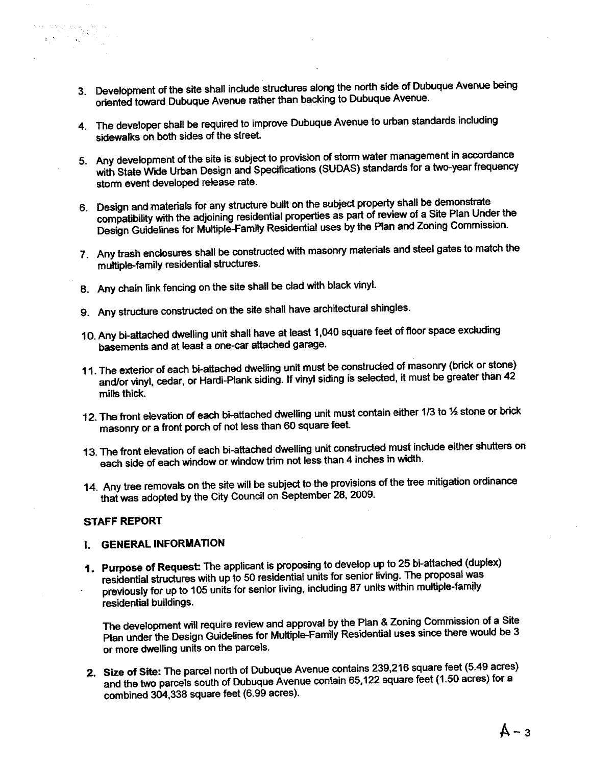3. Development of the site shall include structures along the north side of Dubuque Avenue being oriented toward Dubuque Avenue rather than backing to Dubuque Avenue.

4. The developer shall be required to improve Dubuque Avenue to urban standards including sidewalks on both sides of the street.

5. Any development of the site is subject to provision of storm water management in accordance with State Wide Urban Design and Specifications (SUDAS) standards for a two-year frequency storm event developed release rate.

6. Design and materials for any structure built on the subject property shall be demonstrate compatibility with the adjoining residential properties as part of review of a Site Plan Under the Design Guidelines for Multiple-Family Residential uses by the Plan and Zoning Commission.

7. Any trash enclosures shall be constructed with masonry materials and steel gates to match the multiple-family residential structures.

8. Any chain link fencing on the site shall be clad with black vinyl.

9. Any structure constructed on the site shall have architectural shingles.

10. Any bi-attached dwelling unit shall have at least 1,040 square feet of floor space excluding basements and at least a one-car attached garage.

11. The exterior of each bi-attached dwelling unit must be constructed of masonry (brick or stone) and/or vinyl, cedar, or Hardi-Plank siding. If vinyl siding is selected, it must be greater than 42 mills thick.

12. The front elevation of each bi-attached dwelling unit must contain either 1/3 to ½ stone or brick masonry or a front porch of not less than 60 square feet.

13. The front elevation of each bi-attached dwelling unit constructed must include either shutters on each side of each window or window trim not less than 4 inches in width.

14. Any tree removals on the site will be subject to the provisions of the tree mitigation ordinance that was adopted by the City Council on September 28, 2009.

## STAFF REPORT

### I. GENERAL INFORMATION

1. **Purpose of Request:** The applicant is proposing to develop up to 25 bi-attached (duplex) residential structures with up to 50 residential units for senior living. The proposal was previously for up to 105 units for senior living, including 87 units within multiple-family residential buildings.

   The development will require review and approval by the Plan & Zoning Commission of a Site Plan under the Design Guidelines for Multiple-Family Residential uses since there would be 3 or more dwelling units on the parcels.

2. **Size of Site:** The parcel north of Dubuque Avenue contains 239,216 square feet (5.49 acres) and the two parcels south of Dubuque Avenue contain 65,122 square feet (1.50 acres) for a combined 304,338 square feet (6.99 acres).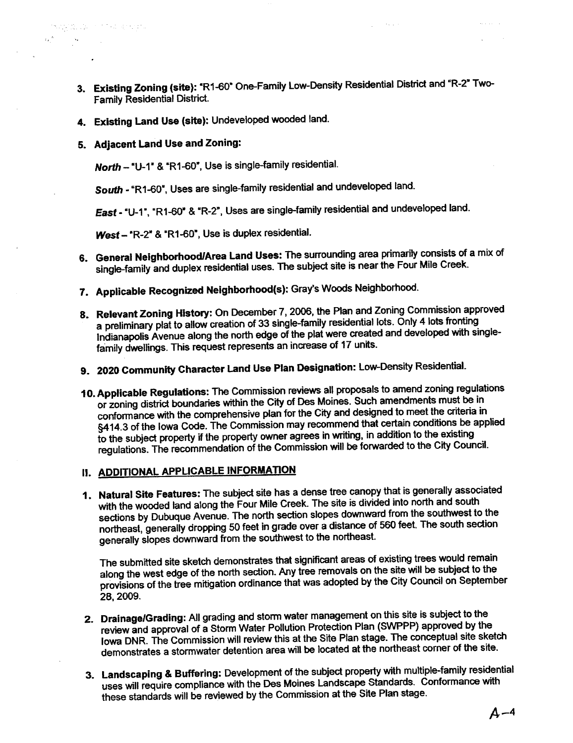3. **Existing Zoning (site):** "R1-60" One-Family Low-Density Residential District and "R-2" Two-Family Residential District.

4. **Existing Land Use (site):** Undeveloped wooded land.

5. **Adjacent Land Use and Zoning:**

   ***North*** – "U-1" & "R1-60", Use is single-family residential.

   ***South*** - "R1-60", Uses are single-family residential and undeveloped land.

   ***East*** - "U-1", "R1-60" & "R-2", Uses are single-family residential and undeveloped land.

   ***West*** – "R-2" & "R1-60", Use is duplex residential.

6. **General Neighborhood/Area Land Uses:** The surrounding area primarily consists of a mix of single-family and duplex residential uses. The subject site is near the Four Mile Creek.

7. **Applicable Recognized Neighborhood(s):** Gray's Woods Neighborhood.

8. **Relevant Zoning History:** On December 7, 2006, the Plan and Zoning Commission approved a preliminary plat to allow creation of 33 single-family residential lots. Only 4 lots fronting Indianapolis Avenue along the north edge of the plat were created and developed with single-family dwellings. This request represents an increase of 17 units.

9. **2020 Community Character Land Use Plan Designation:** Low-Density Residential.

10. **Applicable Regulations:** The Commission reviews all proposals to amend zoning regulations or zoning district boundaries within the City of Des Moines. Such amendments must be in conformance with the comprehensive plan for the City and designed to meet the criteria in §414.3 of the Iowa Code. The Commission may recommend that certain conditions be applied to the subject property if the property owner agrees in writing, in addition to the existing regulations. The recommendation of the Commission will be forwarded to the City Council.

## II. ADDITIONAL APPLICABLE INFORMATION

1. **Natural Site Features:** The subject site has a dense tree canopy that is generally associated with the wooded land along the Four Mile Creek. The site is divided into north and south sections by Dubuque Avenue. The north section slopes downward from the southwest to the northeast, generally dropping 50 feet in grade over a distance of 560 feet. The south section generally slopes downward from the southwest to the northeast.

   The submitted site sketch demonstrates that significant areas of existing trees would remain along the west edge of the north section. Any tree removals on the site will be subject to the provisions of the tree mitigation ordinance that was adopted by the City Council on September 28, 2009.

2. **Drainage/Grading:** All grading and storm water management on this site is subject to the review and approval of a Storm Water Pollution Protection Plan (SWPPP) approved by the Iowa DNR. The Commission will review this at the Site Plan stage. The conceptual site sketch demonstrates a stormwater detention area will be located at the northeast corner of the site.

3. **Landscaping & Buffering:** Development of the subject property with multiple-family residential uses will require compliance with the Des Moines Landscape Standards. Conformance with these standards will be reviewed by the Commission at the Site Plan stage.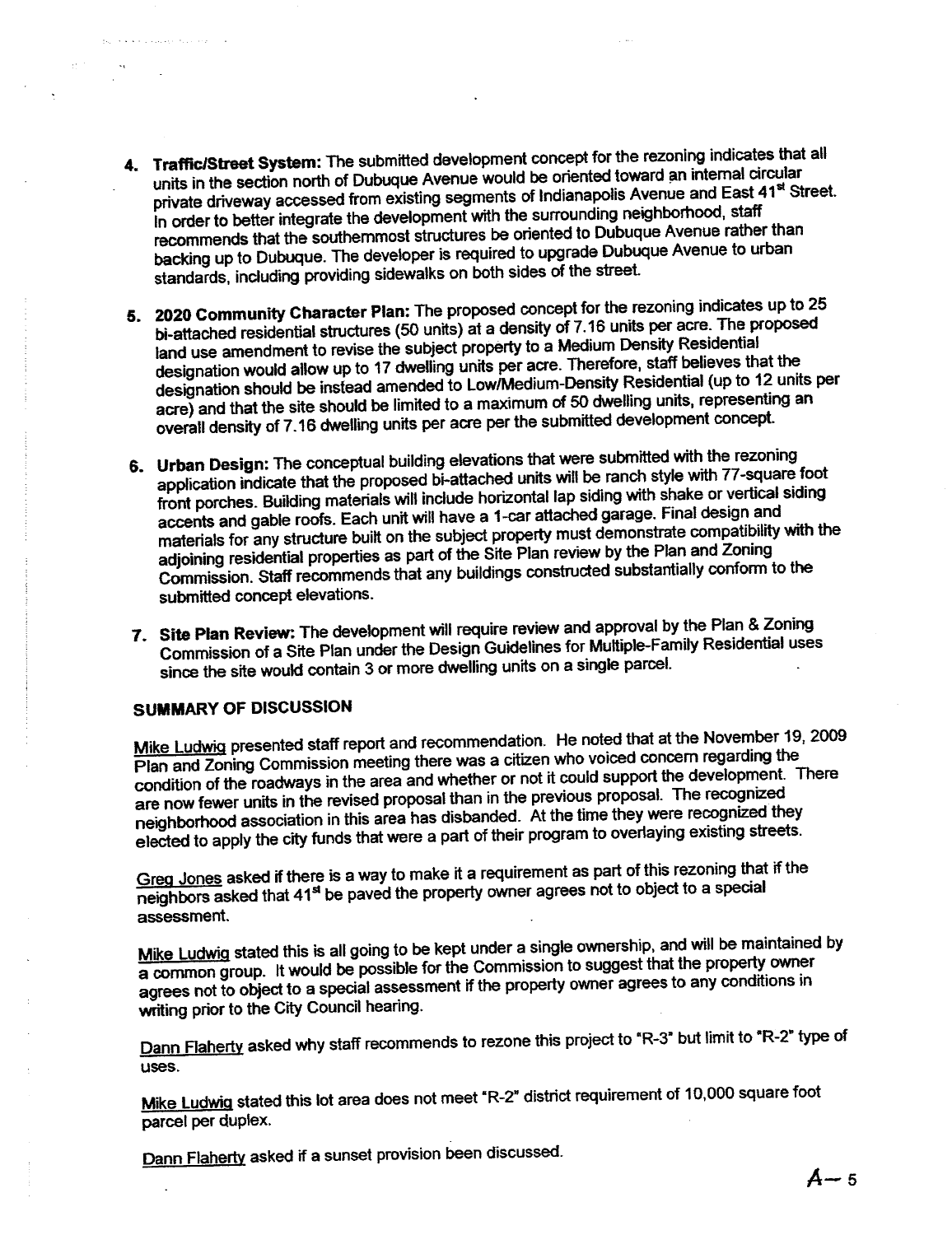4. **Traffic/Street System:** The submitted development concept for the rezoning indicates that all units in the section north of Dubuque Avenue would be oriented toward an internal circular private driveway accessed from existing segments of Indianapolis Avenue and East 41st Street. In order to better integrate the development with the surrounding neighborhood, staff recommends that the southernmost structures be oriented to Dubuque Avenue rather than backing up to Dubuque. The developer is required to upgrade Dubuque Avenue to urban standards, including providing sidewalks on both sides of the street.

5. **2020 Community Character Plan:** The proposed concept for the rezoning indicates up to 25 bi-attached residential structures (50 units) at a density of 7.16 units per acre. The proposed land use amendment to revise the subject property to a Medium Density Residential designation would allow up to 17 dwelling units per acre. Therefore, staff believes that the designation should be instead amended to Low/Medium-Density Residential (up to 12 units per acre) and that the site should be limited to a maximum of 50 dwelling units, representing an overall density of 7.16 dwelling units per acre per the submitted development concept.

6. **Urban Design:** The conceptual building elevations that were submitted with the rezoning application indicate that the proposed bi-attached units will be ranch style with 77-square foot front porches. Building materials will include horizontal lap siding with shake or vertical siding accents and gable roofs. Each unit will have a 1-car attached garage. Final design and materials for any structure built on the subject property must demonstrate compatibility with the adjoining residential properties as part of the Site Plan review by the Plan and Zoning Commission. Staff recommends that any buildings constructed substantially conform to the submitted concept elevations.

7. **Site Plan Review:** The development will require review and approval by the Plan & Zoning Commission of a Site Plan under the Design Guidelines for Multiple-Family Residential uses since the site would contain 3 or more dwelling units on a single parcel.

## SUMMARY OF DISCUSSION

Mike Ludwig presented staff report and recommendation. He noted that at the November 19, 2009 Plan and Zoning Commission meeting there was a citizen who voiced concern regarding the condition of the roadways in the area and whether or not it could support the development. There are now fewer units in the revised proposal than in the previous proposal. The recognized neighborhood association in this area has disbanded. At the time they were recognized they elected to apply the city funds that were a part of their program to overlaying existing streets.

Greg Jones asked if there is a way to make it a requirement as part of this rezoning that if the neighbors asked that 41st be paved the property owner agrees not to object to a special assessment.

Mike Ludwig stated this is all going to be kept under a single ownership, and will be maintained by a common group. It would be possible for the Commission to suggest that the property owner agrees not to object to a special assessment if the property owner agrees to any conditions in writing prior to the City Council hearing.

Dann Flaherty asked why staff recommends to rezone this project to "R-3" but limit to "R-2" type of uses.

Mike Ludwig stated this lot area does not meet "R-2" district requirement of 10,000 square foot parcel per duplex.

Dann Flaherty asked if a sunset provision been discussed.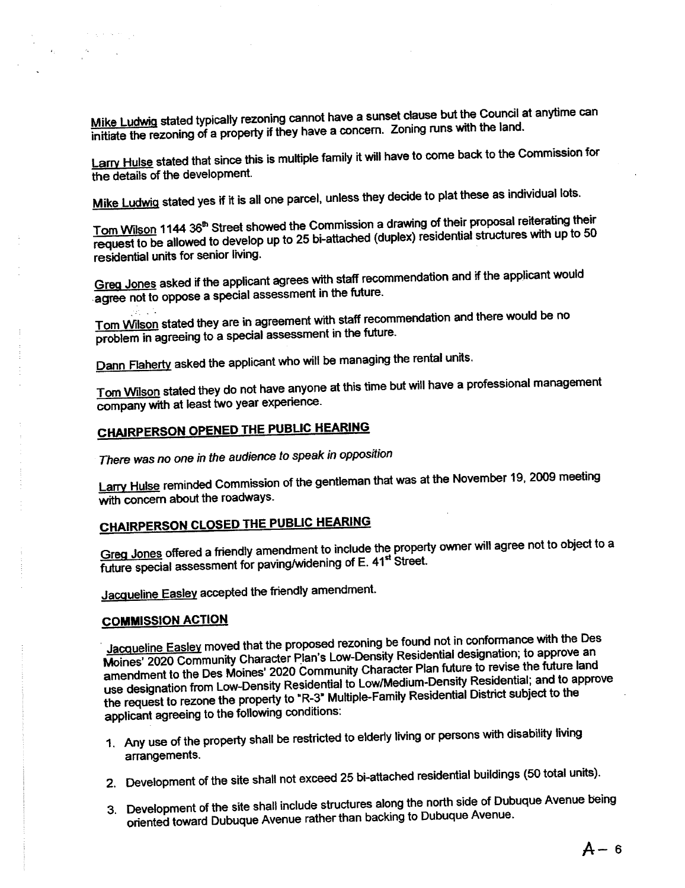Mike Ludwig stated typically rezoning cannot have a sunset clause but the Council at anytime can initiate the rezoning of a property if they have a concern. Zoning runs with the land.

Larry Hulse stated that since this is multiple family it will have to come back to the Commission for the details of the development.

Mike Ludwig stated yes if it is all one parcel, unless they decide to plat these as individual lots.

Tom Wilson 1144 36th Street showed the Commission a drawing of their proposal reiterating their request to be allowed to develop up to 25 bi-attached (duplex) residential structures with up to 50 residential units for senior living.

Greg Jones asked if the applicant agrees with staff recommendation and if the applicant would agree not to oppose a special assessment in the future.

Tom Wilson stated they are in agreement with staff recommendation and there would be no problem in agreeing to a special assessment in the future.

Dann Flaherty asked the applicant who will be managing the rental units.

Tom Wilson stated they do not have anyone at this time but will have a professional management company with at least two year experience.

## CHAIRPERSON OPENED THE PUBLIC HEARING

*There was no one in the audience to speak in opposition*

Larry Hulse reminded Commission of the gentleman that was at the November 19, 2009 meeting with concern about the roadways.

## CHAIRPERSON CLOSED THE PUBLIC HEARING

Greg Jones offered a friendly amendment to include the property owner will agree not to object to a future special assessment for paving/widening of E. 41st Street.

Jacqueline Easley accepted the friendly amendment.

## COMMISSION ACTION

Jacqueline Easley moved that the proposed rezoning be found not in conformance with the Des Moines' 2020 Community Character Plan's Low-Density Residential designation; to approve an amendment to the Des Moines' 2020 Community Character Plan future to revise the future land use designation from Low-Density Residential to Low/Medium-Density Residential; and to approve the request to rezone the property to "R-3" Multiple-Family Residential District subject to the applicant agreeing to the following conditions:

1. Any use of the property shall be restricted to elderly living or persons with disability living arrangements.
2. Development of the site shall not exceed 25 bi-attached residential buildings (50 total units).
3. Development of the site shall include structures along the north side of Dubuque Avenue being oriented toward Dubuque Avenue rather than backing to Dubuque Avenue.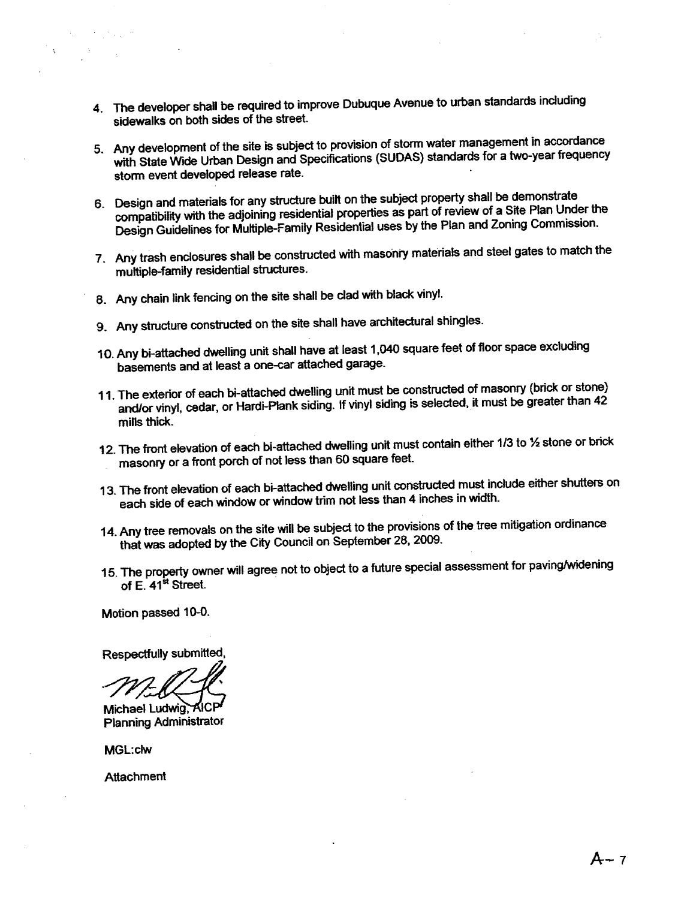4. The developer shall be required to improve Dubuque Avenue to urban standards including sidewalks on both sides of the street.

5. Any development of the site is subject to provision of storm water management in accordance with State Wide Urban Design and Specifications (SUDAS) standards for a two-year frequency storm event developed release rate.

6. Design and materials for any structure built on the subject property shall be demonstrate compatibility with the adjoining residential properties as part of review of a Site Plan Under the Design Guidelines for Multiple-Family Residential uses by the Plan and Zoning Commission.

7. Any trash enclosures shall be constructed with masonry materials and steel gates to match the multiple-family residential structures.

8. Any chain link fencing on the site shall be clad with black vinyl.

9. Any structure constructed on the site shall have architectural shingles.

10. Any bi-attached dwelling unit shall have at least 1,040 square feet of floor space excluding basements and at least a one-car attached garage.

11. The exterior of each bi-attached dwelling unit must be constructed of masonry (brick or stone) and/or vinyl, cedar, or Hardi-Plank siding. If vinyl siding is selected, it must be greater than 42 mills thick.

12. The front elevation of each bi-attached dwelling unit must contain either 1/3 to ½ stone or brick masonry or a front porch of not less than 60 square feet.

13. The front elevation of each bi-attached dwelling unit constructed must include either shutters on each side of each window or window trim not less than 4 inches in width.

14. Any tree removals on the site will be subject to the provisions of the tree mitigation ordinance that was adopted by the City Council on September 28, 2009.

15. The property owner will agree not to object to a future special assessment for paving/widening of E. 41st Street.

Motion passed 10-0.

Respectfully submitted,

Michael Ludwig, AICP
Planning Administrator

MGL:clw

Attachment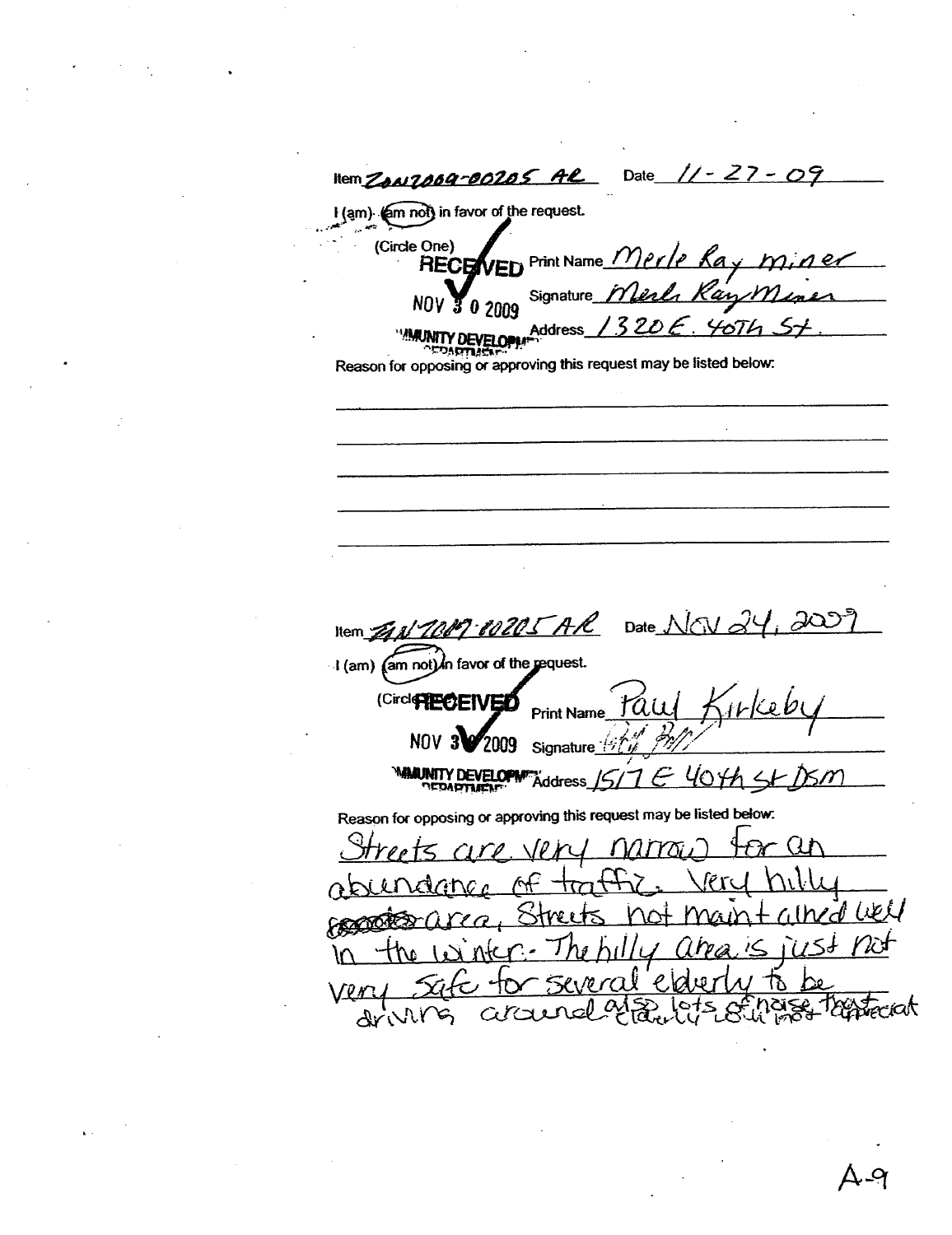Item ZON2009-00205 AR Date 11-27-09

I (am) (am not) in favor of the request.

(Circle One)

RECEIVED
NOV 30 2009
COMMUNITY DEVELOPMENT DEPARTMENT

Print Name Merle Ray Miner

Signature Merle Ray Miner

Address 1320 E. 40th St.

Reason for opposing or approving this request may be listed below:

---

Item ZON2009-00205 AR Date Nov 24, 2009

I (am) (am not) in favor of the request.

(Circle One)

RECEIVED
NOV 30 2009
COMMUNITY DEVELOPMENT DEPARTMENT

Print Name Paul Kirkeby

Signature

Address 1517 E 40th St DSM

Reason for opposing or approving this request may be listed below:

Streets are very narrow for an abundance of traffic. Very hilly area, Streets not maintained well in the winter. The hilly area is just not very safe for several elderly to be driving around also lots of noise that elderly will not appreciate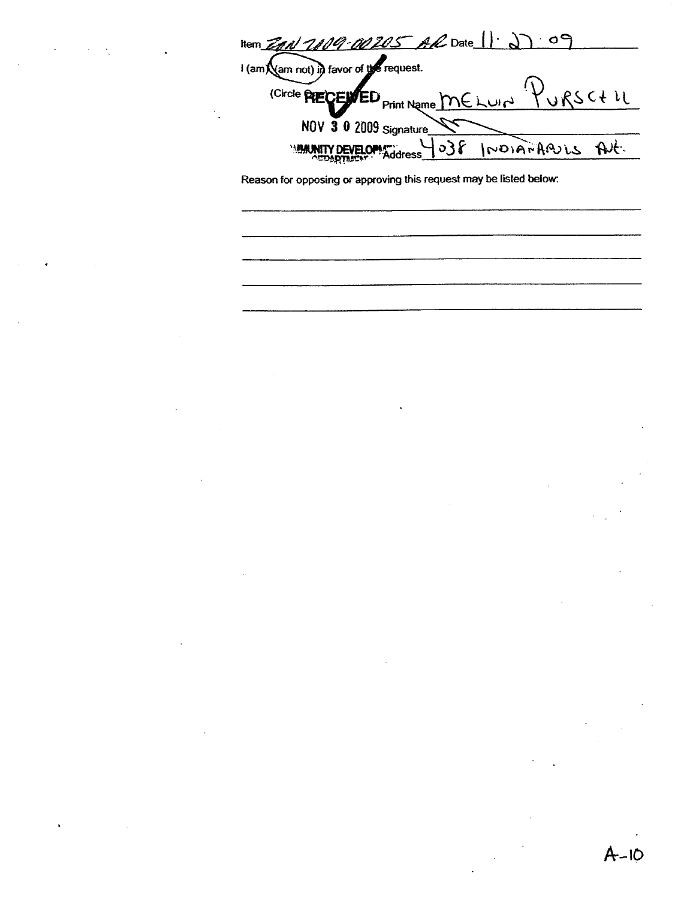Item ZAN 2009-00205 AR Date 11 · 27 · 09

I (am) (am not) in favor of the request.

(Circle One)

RECEIVED

NOV 30 2009

COMMUNITY DEVELOPMENT DEPARTMENT

Print Name MELVIN PURSCHE

Signature

Address 4038 INDIANAPOLIS AVE.

Reason for opposing or approving this request may be listed below:

A-10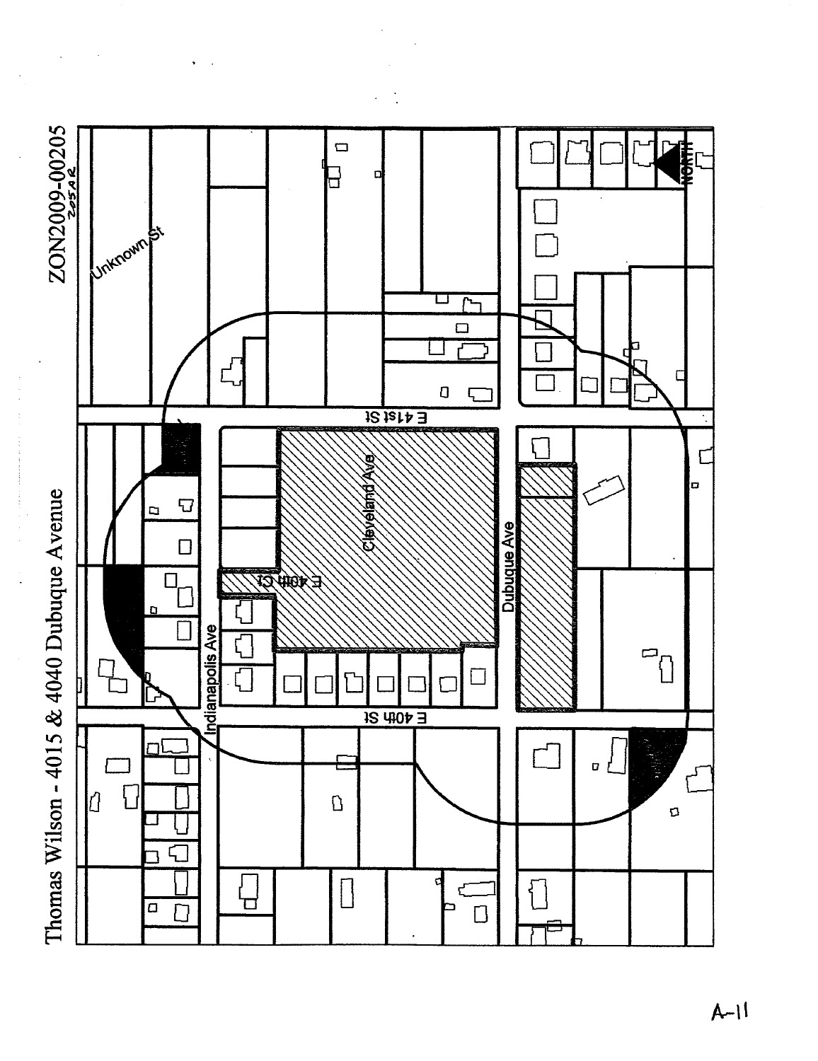# Thomas Wilson - 4015 & 4040 Dubuque Avenue

ZON2009-00205
205AR

Unknown St

E 41st St

Cleveland Ave

E 40th Ct

Indianapolis Ave

Dubuque Ave

E 40th St

NORTH

A-11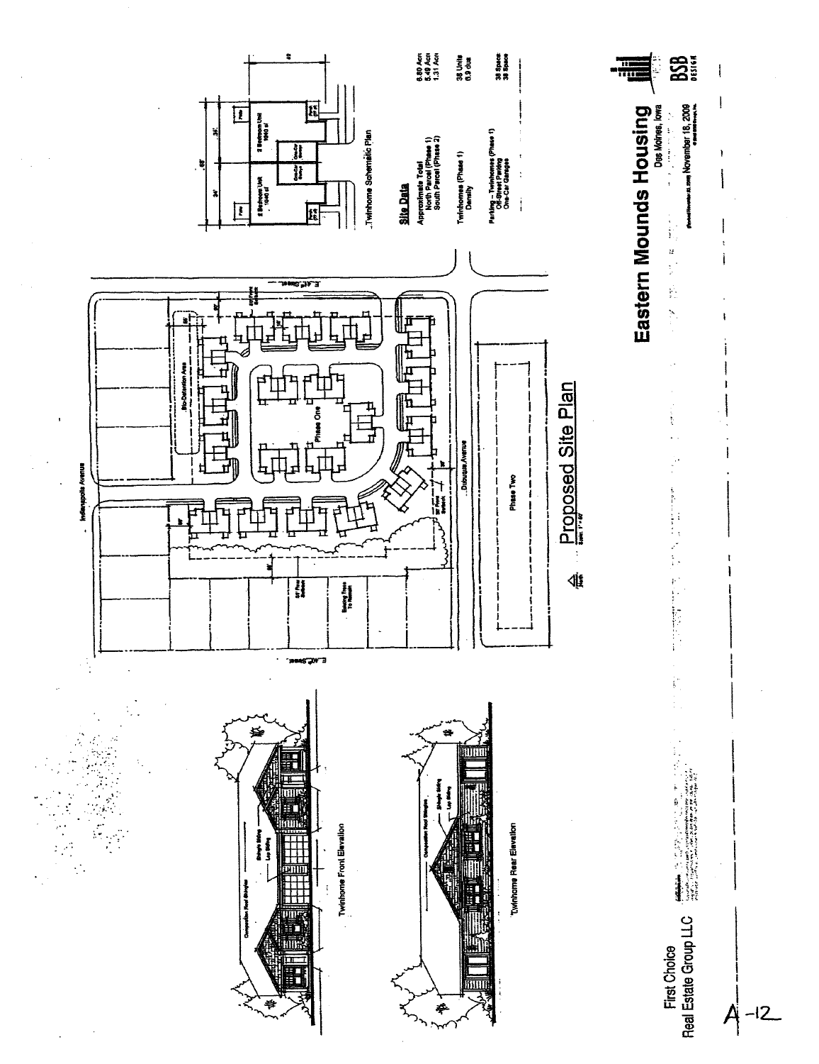# Eastern Mounds Housing

Des Moines, Iowa

November 18, 2009

First Choice Real Estate Group LLC

BSB DESIGN

## Proposed Site Plan

Scale: 1" = 60'

North

Indianapolis Avenue

Dubuque Avenue

E. 41st Street

E. 40th Street

Bio-Detention Area

Phase One

Phase Two

Existing Trees To Remain

Twinhome Schematic Plan

2 Bedroom Unit 1040 sf

2 Bedroom Unit 1040 sf

One-Car Garage

One-Car Garage

Patio

Porch

## Site Data

| | |
|---|---|
| Approximate Total | 6.80 Acre |
| North Parcel (Phase 1) | 5.49 Acre |
| South Parcel (Phase 2) | 1.31 Acre |
| Twinhomes (Phase 1) | 38 Units |
| Density | 6.9 dus |
| Parking - Twinhomes (Phase 1) | |
| Off-Street Parking | 38 Space |
| One-Car Garages | 38 Space |

Twinhome Front Elevation

Twinhome Rear Elevation

Composition Roof Shingles

Shingle Siding

Lap Siding

A-12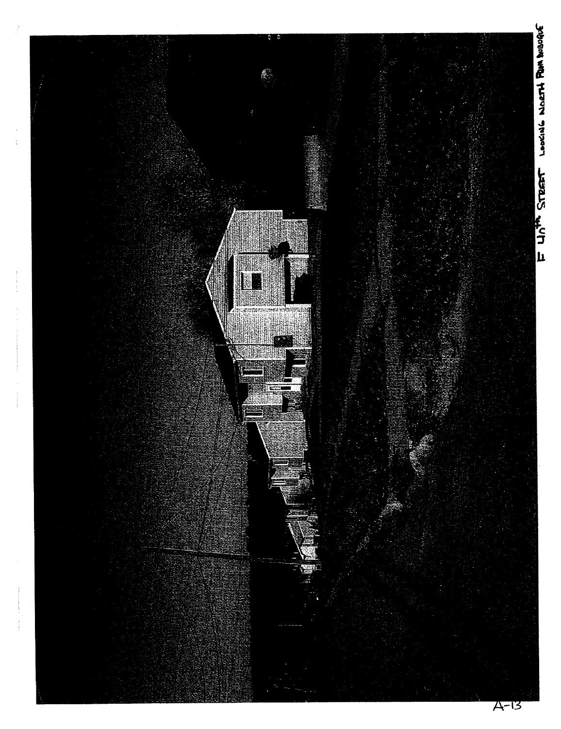E 14th STREET LOOKING NORTH FROM DUBUQUE

A-13